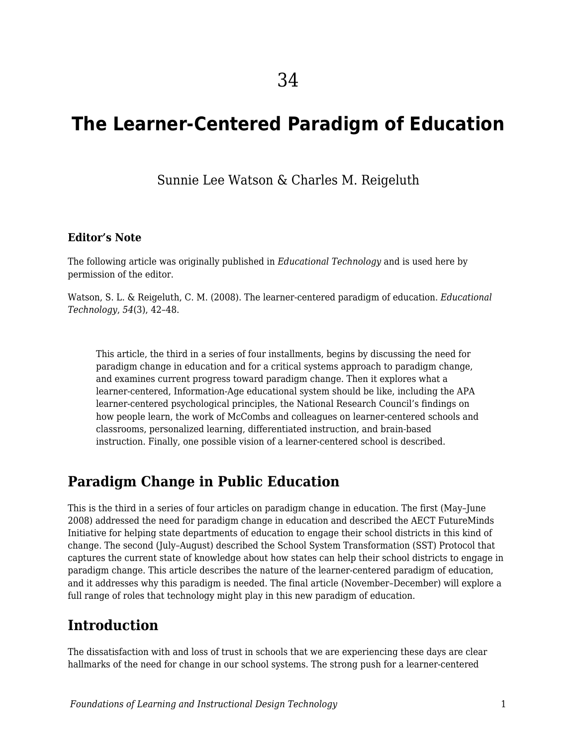# 34

# The Learner-Centered Paradigm of Education

Sunnie Lee Watson & Charles M. Reigeluth

### Editor's Note

The following article was originally published in *Educational Technology* and is used here by permission of the editor.

Watson, S. L. & Reigeluth, C. M. (2008). The learner-centered paradigm of education. *Educational Technology*, *54*(3), 42–48.

> This article, the third in a series of four installments, begins by discussing the need for paradigm change in education and for a critical systems approach to paradigm change, and examines current progress toward paradigm change. Then it explores what a learner-centered, Information-Age educational system should be like, including the APA learner-centered psychological principles, the National Research Council's findings on how people learn, the work of McCombs and colleagues on learner-centered schools and classrooms, personalized learning, differentiated instruction, and brain-based instruction. Finally, one possible vision of a learner-centered school is described.

## Paradigm Change in Public Education

This is the third in a series of four articles on paradigm change in education. The first (May–June 2008) addressed the need for paradigm change in education and described the AECT FutureMinds Initiative for helping state departments of education to engage their school districts in this kind of change. The second (July–August) described the School System Transformation (SST) Protocol that captures the current state of knowledge about how states can help their school districts to engage in paradigm change. This article describes the nature of the learner-centered paradigm of education, and it addresses why this paradigm is needed. The final article (November–December) will explore a full range of roles that technology might play in this new paradigm of education.

## Introduction

The dissatisfaction with and loss of trust in schools that we are experiencing these days are clear hallmarks of the need for change in our school systems. The strong push for a learner-centered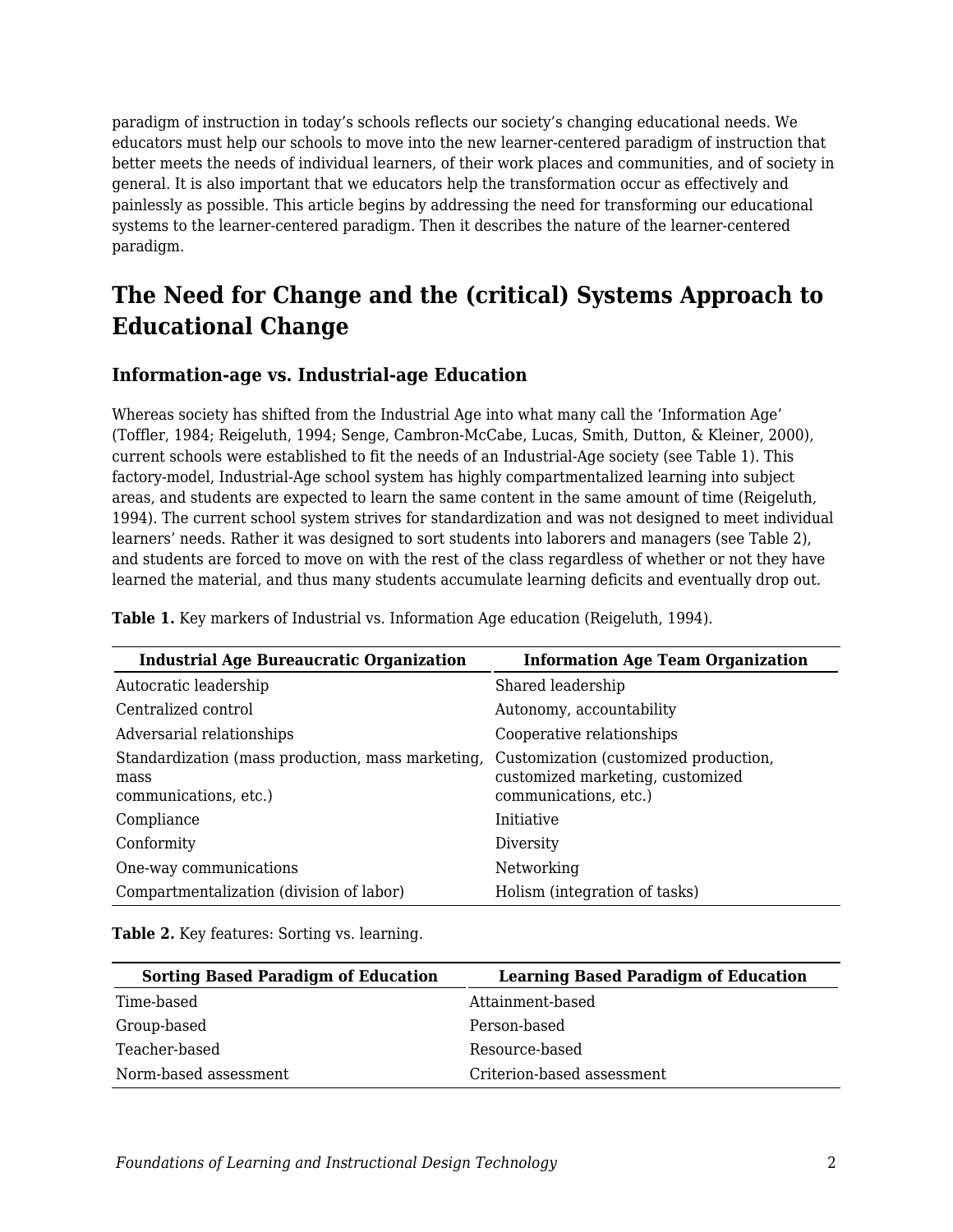paradigm of instruction in today's schools reflects our society's changing educational needs. We educators must help our schools to move into the new learner-centered paradigm of instruction that better meets the needs of individual learners, of their work places and communities, and of society in general. It is also important that we educators help the transformation occur as effectively and painlessly as possible. This article begins by addressing the need for transforming our educational systems to the learner-centered paradigm. Then it describes the nature of the learner-centered paradigm.

## The Need for Change and the (critical) Systems Approach to Educational Change

### Information-age vs. Industrial-age Education

Whereas society has shifted from the Industrial Age into what many call the 'Information Age' (Toffler, 1984; Reigeluth, 1994; Senge, Cambron-McCabe, Lucas, Smith, Dutton, & Kleiner, 2000), current schools were established to fit the needs of an Industrial-Age society (see Table 1). This factory-model, Industrial-Age school system has highly compartmentalized learning into subject areas, and students are expected to learn the same content in the same amount of time (Reigeluth, 1994). The current school system strives for standardization and was not designed to meet individual learners' needs. Rather it was designed to sort students into laborers and managers (see Table 2), and students are forced to move on with the rest of the class regardless of whether or not they have learned the material, and thus many students accumulate learning deficits and eventually drop out.

**Table 1.** Key markers of Industrial vs. Information Age education (Reigeluth, 1994).

| Industrial Age Bureaucratic Organization | Information Age Team Organization |
|---|---|
| Autocratic leadership | Shared leadership |
| Centralized control | Autonomy, accountability |
| Adversarial relationships | Cooperative relationships |
| Standardization (mass production, mass marketing, mass communications, etc.) | Customization (customized production, customized marketing, customized communications, etc.) |
| Compliance | Initiative |
| Conformity | Diversity |
| One-way communications | Networking |
| Compartmentalization (division of labor) | Holism (integration of tasks) |

**Table 2.** Key features: Sorting vs. learning.

| Sorting Based Paradigm of Education | Learning Based Paradigm of Education |
|---|---|
| Time-based | Attainment-based |
| Group-based | Person-based |
| Teacher-based | Resource-based |
| Norm-based assessment | Criterion-based assessment |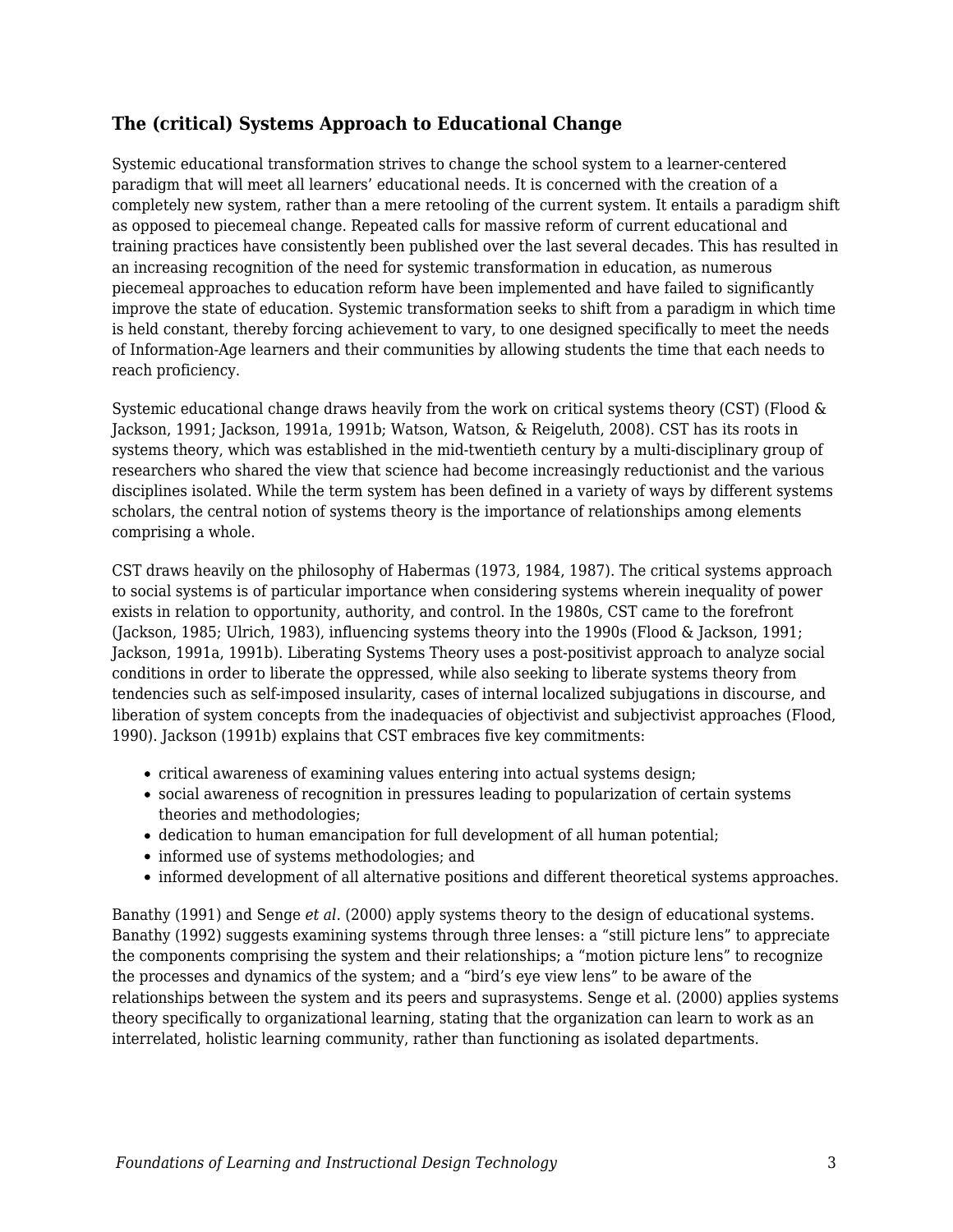### The (critical) Systems Approach to Educational Change

Systemic educational transformation strives to change the school system to a learner-centered paradigm that will meet all learners' educational needs. It is concerned with the creation of a completely new system, rather than a mere retooling of the current system. It entails a paradigm shift as opposed to piecemeal change. Repeated calls for massive reform of current educational and training practices have consistently been published over the last several decades. This has resulted in an increasing recognition of the need for systemic transformation in education, as numerous piecemeal approaches to education reform have been implemented and have failed to significantly improve the state of education. Systemic transformation seeks to shift from a paradigm in which time is held constant, thereby forcing achievement to vary, to one designed specifically to meet the needs of Information-Age learners and their communities by allowing students the time that each needs to reach proficiency.

Systemic educational change draws heavily from the work on critical systems theory (CST) (Flood & Jackson, 1991; Jackson, 1991a, 1991b; Watson, Watson, & Reigeluth, 2008). CST has its roots in systems theory, which was established in the mid-twentieth century by a multi-disciplinary group of researchers who shared the view that science had become increasingly reductionist and the various disciplines isolated. While the term system has been defined in a variety of ways by different systems scholars, the central notion of systems theory is the importance of relationships among elements comprising a whole.

CST draws heavily on the philosophy of Habermas (1973, 1984, 1987). The critical systems approach to social systems is of particular importance when considering systems wherein inequality of power exists in relation to opportunity, authority, and control. In the 1980s, CST came to the forefront (Jackson, 1985; Ulrich, 1983), influencing systems theory into the 1990s (Flood & Jackson, 1991; Jackson, 1991a, 1991b). Liberating Systems Theory uses a post-positivist approach to analyze social conditions in order to liberate the oppressed, while also seeking to liberate systems theory from tendencies such as self-imposed insularity, cases of internal localized subjugations in discourse, and liberation of system concepts from the inadequacies of objectivist and subjectivist approaches (Flood, 1990). Jackson (1991b) explains that CST embraces five key commitments:

- critical awareness of examining values entering into actual systems design;
- social awareness of recognition in pressures leading to popularization of certain systems theories and methodologies;
- dedication to human emancipation for full development of all human potential;
- informed use of systems methodologies; and
- informed development of all alternative positions and different theoretical systems approaches.

Banathy (1991) and Senge *et al.* (2000) apply systems theory to the design of educational systems. Banathy (1992) suggests examining systems through three lenses: a "still picture lens" to appreciate the components comprising the system and their relationships; a "motion picture lens" to recognize the processes and dynamics of the system; and a "bird's eye view lens" to be aware of the relationships between the system and its peers and suprasystems. Senge et al. (2000) applies systems theory specifically to organizational learning, stating that the organization can learn to work as an interrelated, holistic learning community, rather than functioning as isolated departments.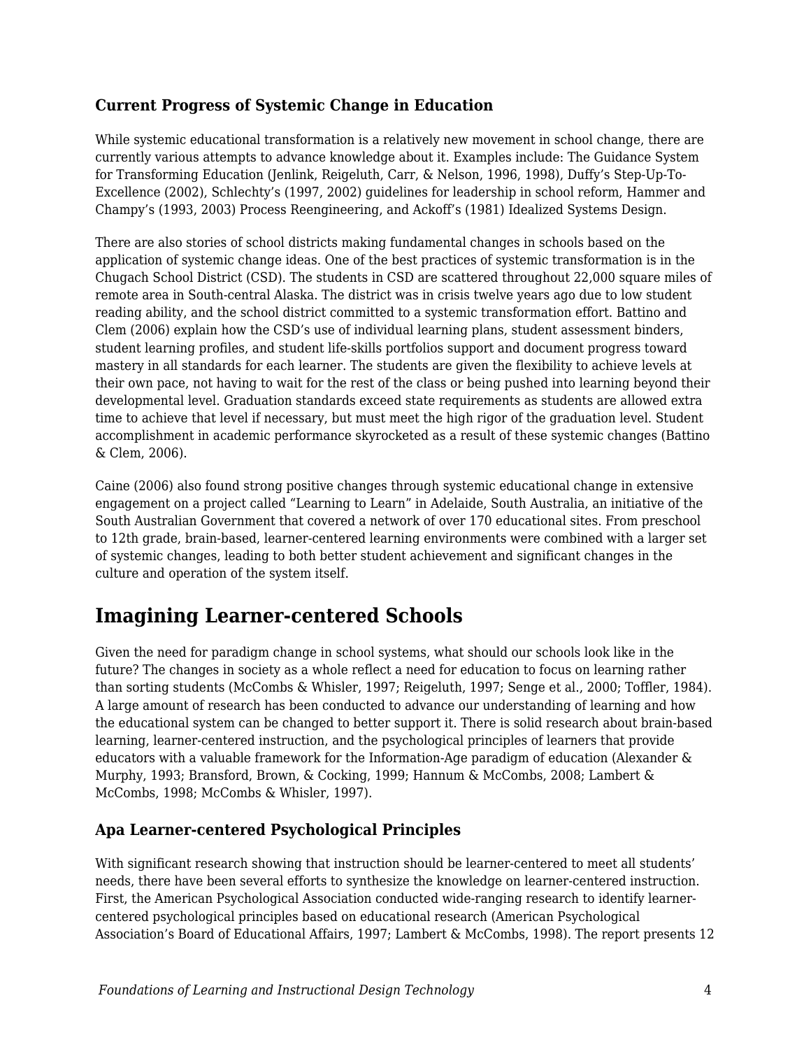### Current Progress of Systemic Change in Education

While systemic educational transformation is a relatively new movement in school change, there are currently various attempts to advance knowledge about it. Examples include: The Guidance System for Transforming Education (Jenlink, Reigeluth, Carr, & Nelson, 1996, 1998), Duffy's Step-Up-To-Excellence (2002), Schlechty's (1997, 2002) guidelines for leadership in school reform, Hammer and Champy's (1993, 2003) Process Reengineering, and Ackoff's (1981) Idealized Systems Design.

There are also stories of school districts making fundamental changes in schools based on the application of systemic change ideas. One of the best practices of systemic transformation is in the Chugach School District (CSD). The students in CSD are scattered throughout 22,000 square miles of remote area in South-central Alaska. The district was in crisis twelve years ago due to low student reading ability, and the school district committed to a systemic transformation effort. Battino and Clem (2006) explain how the CSD's use of individual learning plans, student assessment binders, student learning profiles, and student life-skills portfolios support and document progress toward mastery in all standards for each learner. The students are given the flexibility to achieve levels at their own pace, not having to wait for the rest of the class or being pushed into learning beyond their developmental level. Graduation standards exceed state requirements as students are allowed extra time to achieve that level if necessary, but must meet the high rigor of the graduation level. Student accomplishment in academic performance skyrocketed as a result of these systemic changes (Battino & Clem, 2006).

Caine (2006) also found strong positive changes through systemic educational change in extensive engagement on a project called "Learning to Learn" in Adelaide, South Australia, an initiative of the South Australian Government that covered a network of over 170 educational sites. From preschool to 12th grade, brain-based, learner-centered learning environments were combined with a larger set of systemic changes, leading to both better student achievement and significant changes in the culture and operation of the system itself.

## Imagining Learner-centered Schools

Given the need for paradigm change in school systems, what should our schools look like in the future? The changes in society as a whole reflect a need for education to focus on learning rather than sorting students (McCombs & Whisler, 1997; Reigeluth, 1997; Senge et al., 2000; Toffler, 1984). A large amount of research has been conducted to advance our understanding of learning and how the educational system can be changed to better support it. There is solid research about brain-based learning, learner-centered instruction, and the psychological principles of learners that provide educators with a valuable framework for the Information-Age paradigm of education (Alexander & Murphy, 1993; Bransford, Brown, & Cocking, 1999; Hannum & McCombs, 2008; Lambert & McCombs, 1998; McCombs & Whisler, 1997).

### Apa Learner-centered Psychological Principles

With significant research showing that instruction should be learner-centered to meet all students' needs, there have been several efforts to synthesize the knowledge on learner-centered instruction. First, the American Psychological Association conducted wide-ranging research to identify learner-centered psychological principles based on educational research (American Psychological Association's Board of Educational Affairs, 1997; Lambert & McCombs, 1998). The report presents 12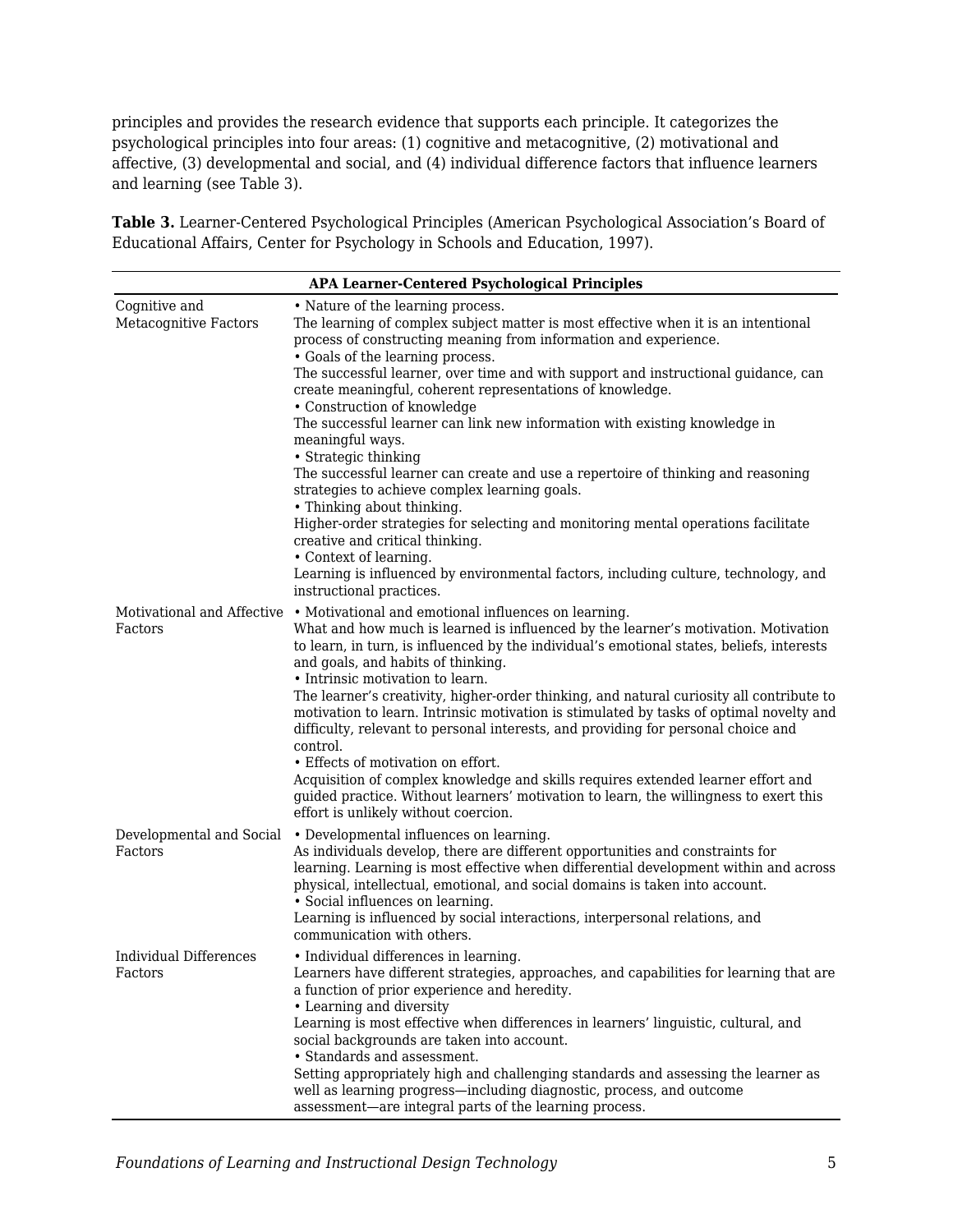principles and provides the research evidence that supports each principle. It categorizes the psychological principles into four areas: (1) cognitive and metacognitive, (2) motivational and affective, (3) developmental and social, and (4) individual difference factors that influence learners and learning (see Table 3).

**Table 3.** Learner-Centered Psychological Principles (American Psychological Association's Board of Educational Affairs, Center for Psychology in Schools and Education, 1997).

| APA Learner-Centered Psychological Principles | |
|---|---|
| Cognitive and Metacognitive Factors | • Nature of the learning process.<br>The learning of complex subject matter is most effective when it is an intentional process of constructing meaning from information and experience.<br>• Goals of the learning process.<br>The successful learner, over time and with support and instructional guidance, can create meaningful, coherent representations of knowledge.<br>• Construction of knowledge<br>The successful learner can link new information with existing knowledge in meaningful ways.<br>• Strategic thinking<br>The successful learner can create and use a repertoire of thinking and reasoning strategies to achieve complex learning goals.<br>• Thinking about thinking.<br>Higher-order strategies for selecting and monitoring mental operations facilitate creative and critical thinking.<br>• Context of learning.<br>Learning is influenced by environmental factors, including culture, technology, and instructional practices. |
| Motivational and Affective Factors | • Motivational and emotional influences on learning.<br>What and how much is learned is influenced by the learner's motivation. Motivation to learn, in turn, is influenced by the individual's emotional states, beliefs, interests and goals, and habits of thinking.<br>• Intrinsic motivation to learn.<br>The learner's creativity, higher-order thinking, and natural curiosity all contribute to motivation to learn. Intrinsic motivation is stimulated by tasks of optimal novelty and difficulty, relevant to personal interests, and providing for personal choice and control.<br>• Effects of motivation on effort.<br>Acquisition of complex knowledge and skills requires extended learner effort and guided practice. Without learners' motivation to learn, the willingness to exert this effort is unlikely without coercion. |
| Developmental and Social Factors | • Developmental influences on learning.<br>As individuals develop, there are different opportunities and constraints for learning. Learning is most effective when differential development within and across physical, intellectual, emotional, and social domains is taken into account.<br>• Social influences on learning.<br>Learning is influenced by social interactions, interpersonal relations, and communication with others. |
| Individual Differences Factors | • Individual differences in learning.<br>Learners have different strategies, approaches, and capabilities for learning that are a function of prior experience and heredity.<br>• Learning and diversity<br>Learning is most effective when differences in learners' linguistic, cultural, and social backgrounds are taken into account.<br>• Standards and assessment.<br>Setting appropriately high and challenging standards and assessing the learner as well as learning progress—including diagnostic, process, and outcome assessment—are integral parts of the learning process. |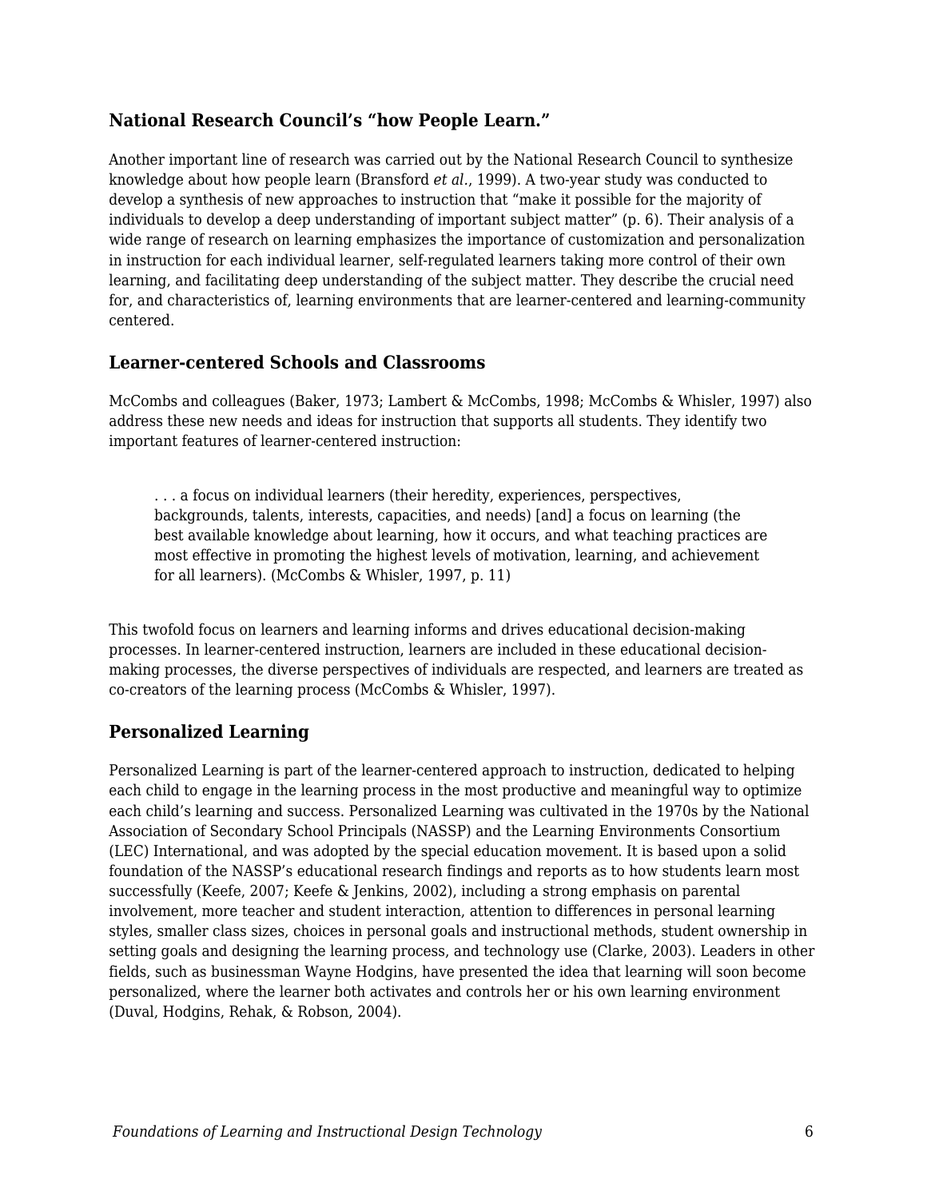### National Research Council's "how People Learn."

Another important line of research was carried out by the National Research Council to synthesize knowledge about how people learn (Bransford *et al*., 1999). A two-year study was conducted to develop a synthesis of new approaches to instruction that "make it possible for the majority of individuals to develop a deep understanding of important subject matter" (p. 6). Their analysis of a wide range of research on learning emphasizes the importance of customization and personalization in instruction for each individual learner, self-regulated learners taking more control of their own learning, and facilitating deep understanding of the subject matter. They describe the crucial need for, and characteristics of, learning environments that are learner-centered and learning-community centered.

### Learner-centered Schools and Classrooms

McCombs and colleagues (Baker, 1973; Lambert & McCombs, 1998; McCombs & Whisler, 1997) also address these new needs and ideas for instruction that supports all students. They identify two important features of learner-centered instruction:

> . . . a focus on individual learners (their heredity, experiences, perspectives, backgrounds, talents, interests, capacities, and needs) [and] a focus on learning (the best available knowledge about learning, how it occurs, and what teaching practices are most effective in promoting the highest levels of motivation, learning, and achievement for all learners). (McCombs & Whisler, 1997, p. 11)

This twofold focus on learners and learning informs and drives educational decision-making processes. In learner-centered instruction, learners are included in these educational decision-making processes, the diverse perspectives of individuals are respected, and learners are treated as co-creators of the learning process (McCombs & Whisler, 1997).

### Personalized Learning

Personalized Learning is part of the learner-centered approach to instruction, dedicated to helping each child to engage in the learning process in the most productive and meaningful way to optimize each child's learning and success. Personalized Learning was cultivated in the 1970s by the National Association of Secondary School Principals (NASSP) and the Learning Environments Consortium (LEC) International, and was adopted by the special education movement. It is based upon a solid foundation of the NASSP's educational research findings and reports as to how students learn most successfully (Keefe, 2007; Keefe & Jenkins, 2002), including a strong emphasis on parental involvement, more teacher and student interaction, attention to differences in personal learning styles, smaller class sizes, choices in personal goals and instructional methods, student ownership in setting goals and designing the learning process, and technology use (Clarke, 2003). Leaders in other fields, such as businessman Wayne Hodgins, have presented the idea that learning will soon become personalized, where the learner both activates and controls her or his own learning environment (Duval, Hodgins, Rehak, & Robson, 2004).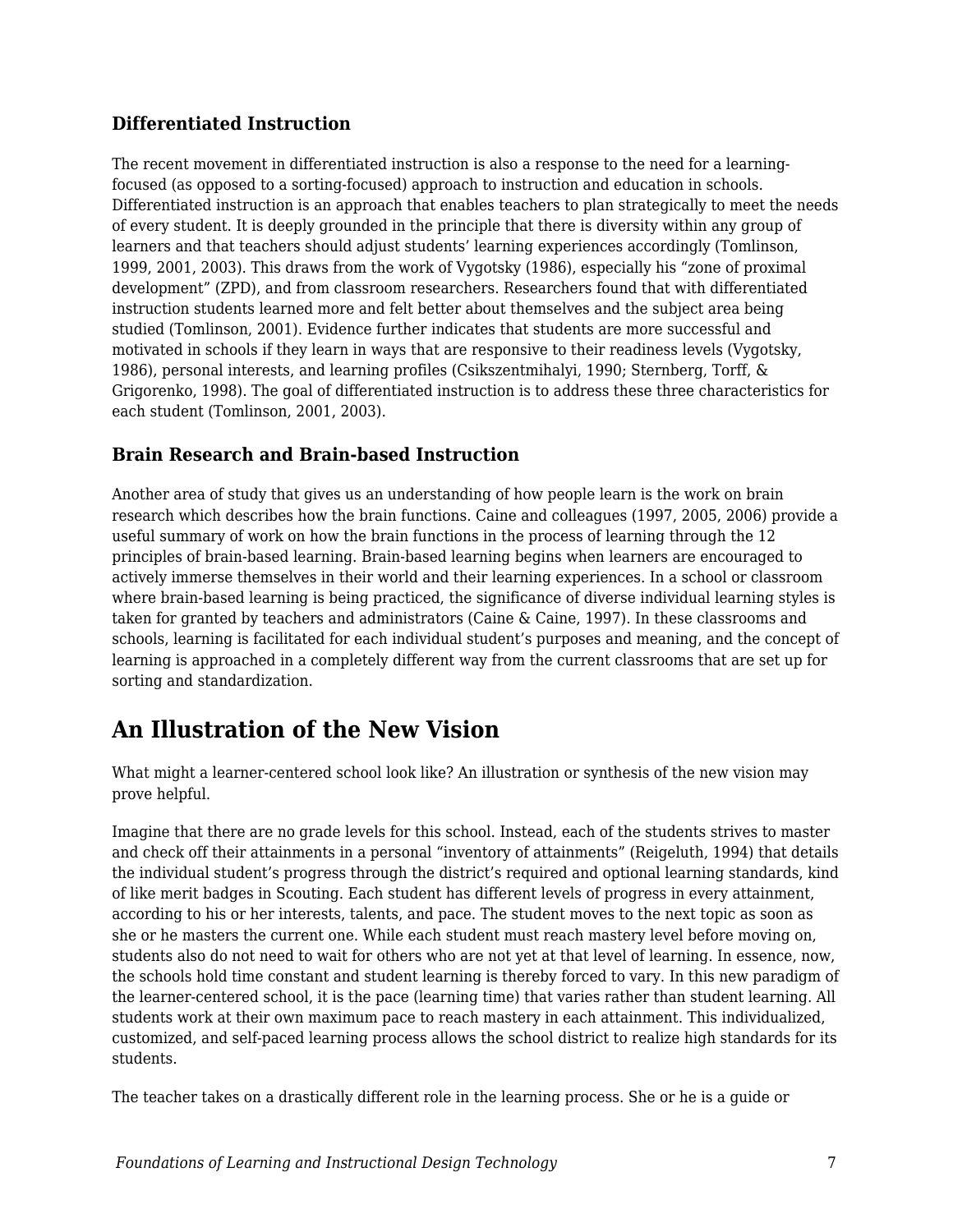### Differentiated Instruction

The recent movement in differentiated instruction is also a response to the need for a learning-focused (as opposed to a sorting-focused) approach to instruction and education in schools. Differentiated instruction is an approach that enables teachers to plan strategically to meet the needs of every student. It is deeply grounded in the principle that there is diversity within any group of learners and that teachers should adjust students' learning experiences accordingly (Tomlinson, 1999, 2001, 2003). This draws from the work of Vygotsky (1986), especially his "zone of proximal development" (ZPD), and from classroom researchers. Researchers found that with differentiated instruction students learned more and felt better about themselves and the subject area being studied (Tomlinson, 2001). Evidence further indicates that students are more successful and motivated in schools if they learn in ways that are responsive to their readiness levels (Vygotsky, 1986), personal interests, and learning profiles (Csikszentmihalyi, 1990; Sternberg, Torff, & Grigorenko, 1998). The goal of differentiated instruction is to address these three characteristics for each student (Tomlinson, 2001, 2003).

### Brain Research and Brain-based Instruction

Another area of study that gives us an understanding of how people learn is the work on brain research which describes how the brain functions. Caine and colleagues (1997, 2005, 2006) provide a useful summary of work on how the brain functions in the process of learning through the 12 principles of brain-based learning. Brain-based learning begins when learners are encouraged to actively immerse themselves in their world and their learning experiences. In a school or classroom where brain-based learning is being practiced, the significance of diverse individual learning styles is taken for granted by teachers and administrators (Caine & Caine, 1997). In these classrooms and schools, learning is facilitated for each individual student's purposes and meaning, and the concept of learning is approached in a completely different way from the current classrooms that are set up for sorting and standardization.

## An Illustration of the New Vision

What might a learner-centered school look like? An illustration or synthesis of the new vision may prove helpful.

Imagine that there are no grade levels for this school. Instead, each of the students strives to master and check off their attainments in a personal "inventory of attainments" (Reigeluth, 1994) that details the individual student's progress through the district's required and optional learning standards, kind of like merit badges in Scouting. Each student has different levels of progress in every attainment, according to his or her interests, talents, and pace. The student moves to the next topic as soon as she or he masters the current one. While each student must reach mastery level before moving on, students also do not need to wait for others who are not yet at that level of learning. In essence, now, the schools hold time constant and student learning is thereby forced to vary. In this new paradigm of the learner-centered school, it is the pace (learning time) that varies rather than student learning. All students work at their own maximum pace to reach mastery in each attainment. This individualized, customized, and self-paced learning process allows the school district to realize high standards for its students.

The teacher takes on a drastically different role in the learning process. She or he is a guide or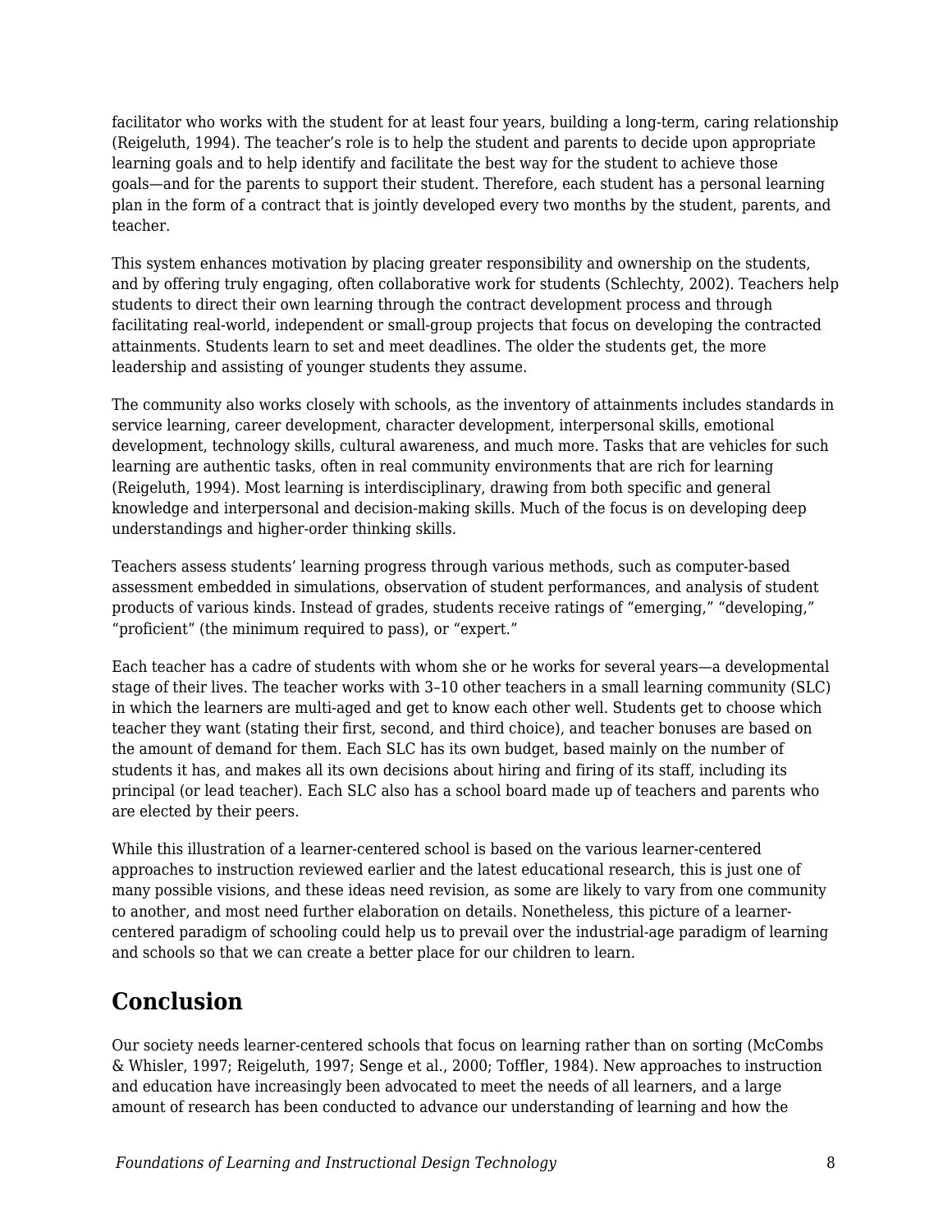facilitator who works with the student for at least four years, building a long-term, caring relationship (Reigeluth, 1994). The teacher's role is to help the student and parents to decide upon appropriate learning goals and to help identify and facilitate the best way for the student to achieve those goals—and for the parents to support their student. Therefore, each student has a personal learning plan in the form of a contract that is jointly developed every two months by the student, parents, and teacher.

This system enhances motivation by placing greater responsibility and ownership on the students, and by offering truly engaging, often collaborative work for students (Schlechty, 2002). Teachers help students to direct their own learning through the contract development process and through facilitating real-world, independent or small-group projects that focus on developing the contracted attainments. Students learn to set and meet deadlines. The older the students get, the more leadership and assisting of younger students they assume.

The community also works closely with schools, as the inventory of attainments includes standards in service learning, career development, character development, interpersonal skills, emotional development, technology skills, cultural awareness, and much more. Tasks that are vehicles for such learning are authentic tasks, often in real community environments that are rich for learning (Reigeluth, 1994). Most learning is interdisciplinary, drawing from both specific and general knowledge and interpersonal and decision-making skills. Much of the focus is on developing deep understandings and higher-order thinking skills.

Teachers assess students' learning progress through various methods, such as computer-based assessment embedded in simulations, observation of student performances, and analysis of student products of various kinds. Instead of grades, students receive ratings of "emerging," "developing," "proficient" (the minimum required to pass), or "expert."

Each teacher has a cadre of students with whom she or he works for several years—a developmental stage of their lives. The teacher works with 3–10 other teachers in a small learning community (SLC) in which the learners are multi-aged and get to know each other well. Students get to choose which teacher they want (stating their first, second, and third choice), and teacher bonuses are based on the amount of demand for them. Each SLC has its own budget, based mainly on the number of students it has, and makes all its own decisions about hiring and firing of its staff, including its principal (or lead teacher). Each SLC also has a school board made up of teachers and parents who are elected by their peers.

While this illustration of a learner-centered school is based on the various learner-centered approaches to instruction reviewed earlier and the latest educational research, this is just one of many possible visions, and these ideas need revision, as some are likely to vary from one community to another, and most need further elaboration on details. Nonetheless, this picture of a learner-centered paradigm of schooling could help us to prevail over the industrial-age paradigm of learning and schools so that we can create a better place for our children to learn.

## Conclusion

Our society needs learner-centered schools that focus on learning rather than on sorting (McCombs & Whisler, 1997; Reigeluth, 1997; Senge et al., 2000; Toffler, 1984). New approaches to instruction and education have increasingly been advocated to meet the needs of all learners, and a large amount of research has been conducted to advance our understanding of learning and how the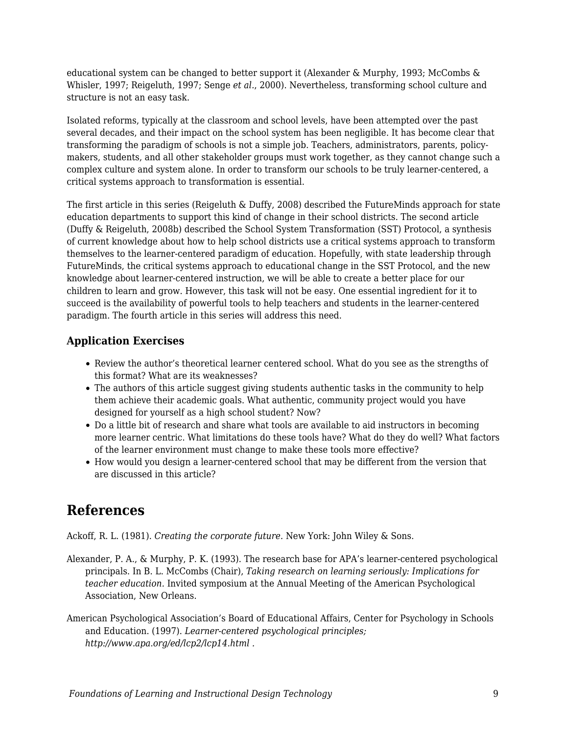educational system can be changed to better support it (Alexander & Murphy, 1993; McCombs & Whisler, 1997; Reigeluth, 1997; Senge *et al.*, 2000). Nevertheless, transforming school culture and structure is not an easy task.

Isolated reforms, typically at the classroom and school levels, have been attempted over the past several decades, and their impact on the school system has been negligible. It has become clear that transforming the paradigm of schools is not a simple job. Teachers, administrators, parents, policy-makers, students, and all other stakeholder groups must work together, as they cannot change such a complex culture and system alone. In order to transform our schools to be truly learner-centered, a critical systems approach to transformation is essential.

The first article in this series (Reigeluth & Duffy, 2008) described the FutureMinds approach for state education departments to support this kind of change in their school districts. The second article (Duffy & Reigeluth, 2008b) described the School System Transformation (SST) Protocol, a synthesis of current knowledge about how to help school districts use a critical systems approach to transform themselves to the learner-centered paradigm of education. Hopefully, with state leadership through FutureMinds, the critical systems approach to educational change in the SST Protocol, and the new knowledge about learner-centered instruction, we will be able to create a better place for our children to learn and grow. However, this task will not be easy. One essential ingredient for it to succeed is the availability of powerful tools to help teachers and students in the learner-centered paradigm. The fourth article in this series will address this need.

### Application Exercises

- Review the author's theoretical learner centered school. What do you see as the strengths of this format? What are its weaknesses?
- The authors of this article suggest giving students authentic tasks in the community to help them achieve their academic goals. What authentic, community project would you have designed for yourself as a high school student? Now?
- Do a little bit of research and share what tools are available to aid instructors in becoming more learner centric. What limitations do these tools have? What do they do well? What factors of the learner environment must change to make these tools more effective?
- How would you design a learner-centered school that may be different from the version that are discussed in this article?

## References

Ackoff, R. L. (1981). *Creating the corporate future.* New York: John Wiley & Sons.

Alexander, P. A., & Murphy, P. K. (1993). The research base for APA's learner-centered psychological principals. In B. L. McCombs (Chair), *Taking research on learning seriously: Implications for teacher education.* Invited symposium at the Annual Meeting of the American Psychological Association, New Orleans.

American Psychological Association's Board of Educational Affairs, Center for Psychology in Schools and Education. (1997). *Learner-centered psychological principles; http://www.apa.org/ed/lcp2/lcp14.html .*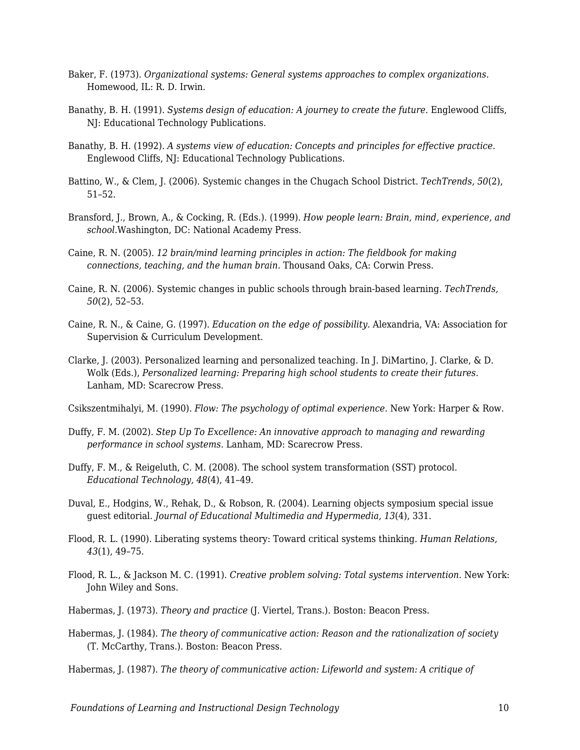Baker, F. (1973). *Organizational systems: General systems approaches to complex organizations.* Homewood, IL: R. D. Irwin.

Banathy, B. H. (1991). *Systems design of education: A journey to create the future.* Englewood Cliffs, NJ: Educational Technology Publications.

Banathy, B. H. (1992). *A systems view of education: Concepts and principles for effective practice.* Englewood Cliffs, NJ: Educational Technology Publications.

Battino, W., & Clem, J. (2006). Systemic changes in the Chugach School District. *TechTrends, 50*(2), 51–52.

Bransford, J., Brown, A., & Cocking, R. (Eds.). (1999). *How people learn: Brain, mind, experience, and school.*Washington, DC: National Academy Press.

Caine, R. N. (2005). *12 brain/mind learning principles in action: The fieldbook for making connections, teaching, and the human brain.* Thousand Oaks, CA: Corwin Press.

Caine, R. N. (2006). Systemic changes in public schools through brain-based learning. *TechTrends, 50*(2), 52–53.

Caine, R. N., & Caine, G. (1997). *Education on the edge of possibility.* Alexandria, VA: Association for Supervision & Curriculum Development.

Clarke, J. (2003). Personalized learning and personalized teaching. In J. DiMartino, J. Clarke, & D. Wolk (Eds.), *Personalized learning: Preparing high school students to create their futures.* Lanham, MD: Scarecrow Press.

Csikszentmihalyi, M. (1990). *Flow: The psychology of optimal experience.* New York: Harper & Row.

Duffy, F. M. (2002). *Step Up To Excellence: An innovative approach to managing and rewarding performance in school systems.* Lanham, MD: Scarecrow Press.

Duffy, F. M., & Reigeluth, C. M. (2008). The school system transformation (SST) protocol. *Educational Technology, 48*(4), 41–49.

Duval, E., Hodgins, W., Rehak, D., & Robson, R. (2004). Learning objects symposium special issue guest editorial. *Journal of Educational Multimedia and Hypermedia, 13*(4), 331.

Flood, R. L. (1990). Liberating systems theory: Toward critical systems thinking. *Human Relations, 43*(1), 49–75.

Flood, R. L., & Jackson M. C. (1991). *Creative problem solving: Total systems intervention.* New York: John Wiley and Sons.

Habermas, J. (1973). *Theory and practice* (J. Viertel, Trans.). Boston: Beacon Press.

Habermas, J. (1984). *The theory of communicative action: Reason and the rationalization of society* (T. McCarthy, Trans.). Boston: Beacon Press.

Habermas, J. (1987). *The theory of communicative action: Lifeworld and system: A critique of*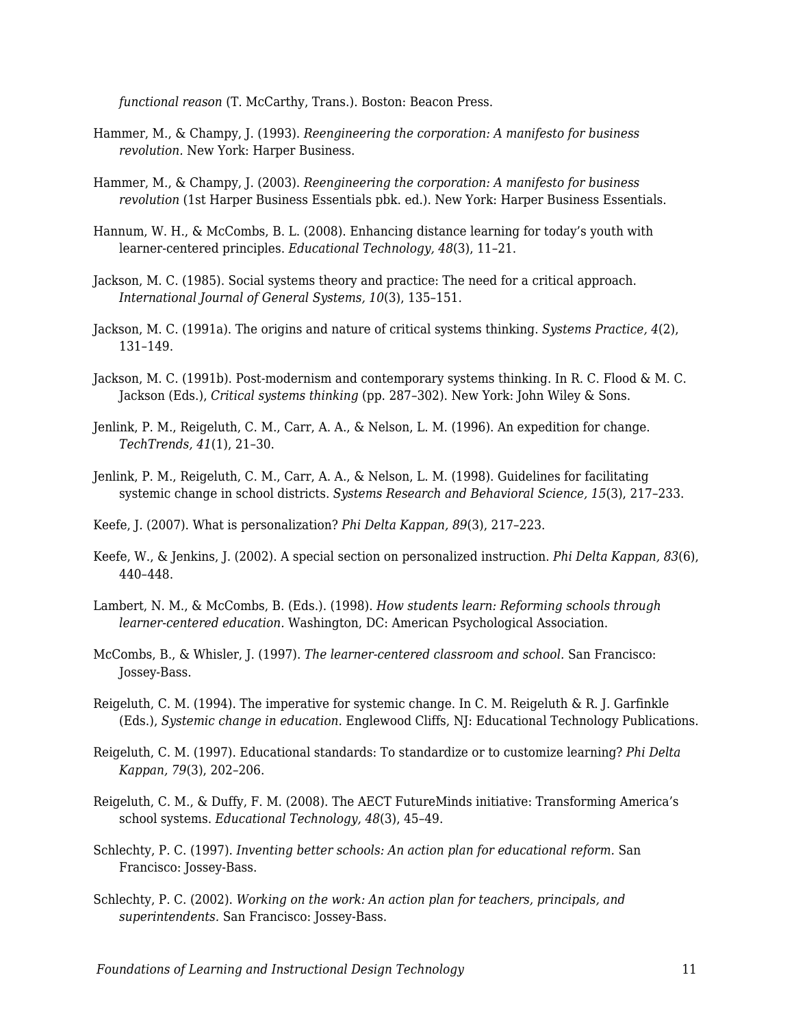*functional reason* (T. McCarthy, Trans.). Boston: Beacon Press.

Hammer, M., & Champy, J. (1993). *Reengineering the corporation: A manifesto for business revolution*. New York: Harper Business.

Hammer, M., & Champy, J. (2003). *Reengineering the corporation: A manifesto for business revolution* (1st Harper Business Essentials pbk. ed.). New York: Harper Business Essentials.

Hannum, W. H., & McCombs, B. L. (2008). Enhancing distance learning for today's youth with learner-centered principles. *Educational Technology, 48*(3), 11–21.

Jackson, M. C. (1985). Social systems theory and practice: The need for a critical approach. *International Journal of General Systems, 10*(3), 135–151.

Jackson, M. C. (1991a). The origins and nature of critical systems thinking. *Systems Practice, 4*(2), 131–149.

Jackson, M. C. (1991b). Post-modernism and contemporary systems thinking. In R. C. Flood & M. C. Jackson (Eds.), *Critical systems thinking* (pp. 287–302). New York: John Wiley & Sons.

Jenlink, P. M., Reigeluth, C. M., Carr, A. A., & Nelson, L. M. (1996). An expedition for change. *TechTrends, 41*(1), 21–30.

Jenlink, P. M., Reigeluth, C. M., Carr, A. A., & Nelson, L. M. (1998). Guidelines for facilitating systemic change in school districts. *Systems Research and Behavioral Science, 15*(3), 217–233.

Keefe, J. (2007). What is personalization? *Phi Delta Kappan, 89*(3), 217–223.

Keefe, W., & Jenkins, J. (2002). A special section on personalized instruction. *Phi Delta Kappan, 83*(6), 440–448.

Lambert, N. M., & McCombs, B. (Eds.). (1998). *How students learn: Reforming schools through learner-centered education.* Washington, DC: American Psychological Association.

McCombs, B., & Whisler, J. (1997). *The learner-centered classroom and school.* San Francisco: Jossey-Bass.

Reigeluth, C. M. (1994). The imperative for systemic change. In C. M. Reigeluth & R. J. Garfinkle (Eds.), *Systemic change in education.* Englewood Cliffs, NJ: Educational Technology Publications.

Reigeluth, C. M. (1997). Educational standards: To standardize or to customize learning? *Phi Delta Kappan, 79*(3), 202–206.

Reigeluth, C. M., & Duffy, F. M. (2008). The AECT FutureMinds initiative: Transforming America's school systems. *Educational Technology, 48*(3), 45–49.

Schlechty, P. C. (1997). *Inventing better schools: An action plan for educational reform.* San Francisco: Jossey-Bass.

Schlechty, P. C. (2002). *Working on the work: An action plan for teachers, principals, and superintendents.* San Francisco: Jossey-Bass.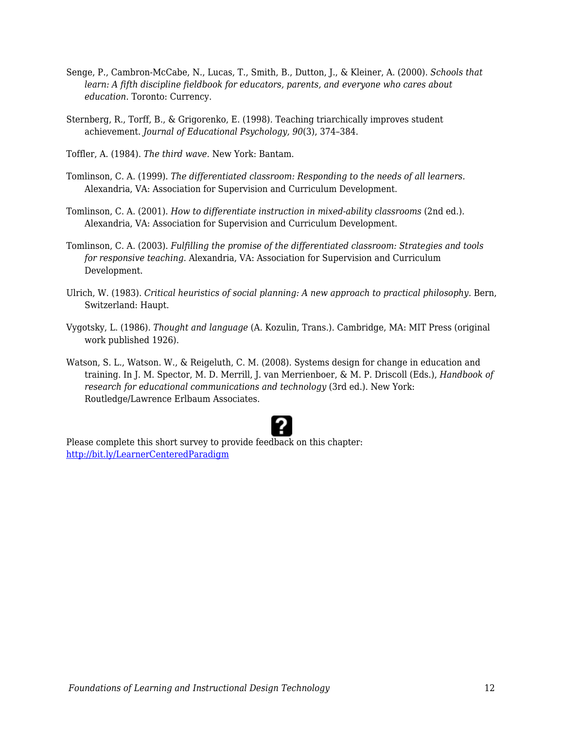Senge, P., Cambron-McCabe, N., Lucas, T., Smith, B., Dutton, J., & Kleiner, A. (2000). *Schools that learn: A fifth discipline fieldbook for educators, parents, and everyone who cares about education.* Toronto: Currency.

Sternberg, R., Torff, B., & Grigorenko, E. (1998). Teaching triarchically improves student achievement. *Journal of Educational Psychology, 90*(3), 374–384.

Toffler, A. (1984). *The third wave.* New York: Bantam.

Tomlinson, C. A. (1999). *The differentiated classroom: Responding to the needs of all learners.* Alexandria, VA: Association for Supervision and Curriculum Development.

Tomlinson, C. A. (2001). *How to differentiate instruction in mixed-ability classrooms* (2nd ed.). Alexandria, VA: Association for Supervision and Curriculum Development.

Tomlinson, C. A. (2003). *Fulfilling the promise of the differentiated classroom: Strategies and tools for responsive teaching.* Alexandria, VA: Association for Supervision and Curriculum Development.

Ulrich, W. (1983). *Critical heuristics of social planning: A new approach to practical philosophy.* Bern, Switzerland: Haupt.

Vygotsky, L. (1986). *Thought and language* (A. Kozulin, Trans.). Cambridge, MA: MIT Press (original work published 1926).

Watson, S. L., Watson. W., & Reigeluth, C. M. (2008). Systems design for change in education and training. In J. M. Spector, M. D. Merrill, J. van Merrienboer, & M. P. Driscoll (Eds.), *Handbook of research for educational communications and technology* (3rd ed.). New York: Routledge/Lawrence Erlbaum Associates.

Please complete this short survey to provide feedback on this chapter: [http://bit.ly/LearnerCenteredParadigm](http://bit.ly/LearnerCenteredParadigm)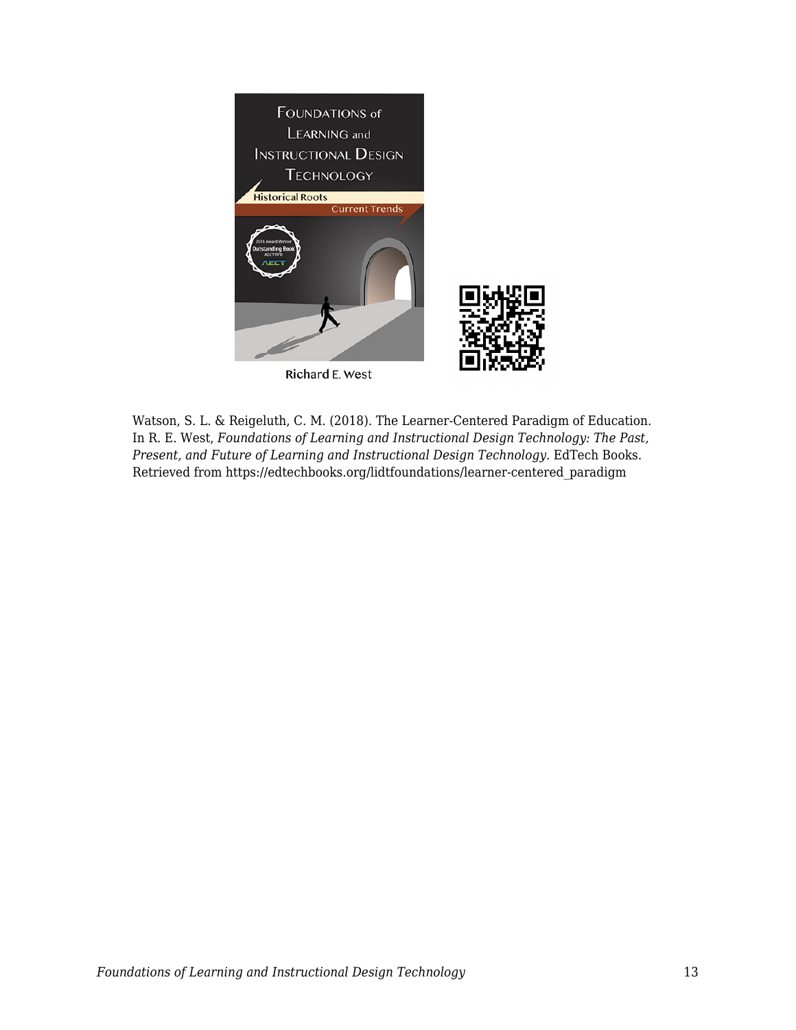Watson, S. L. & Reigeluth, C. M. (2018). The Learner-Centered Paradigm of Education. In R. E. West, *Foundations of Learning and Instructional Design Technology: The Past, Present, and Future of Learning and Instructional Design Technology*. EdTech Books. Retrieved from https://edtechbooks.org/lidtfoundations/learner-centered_paradigm